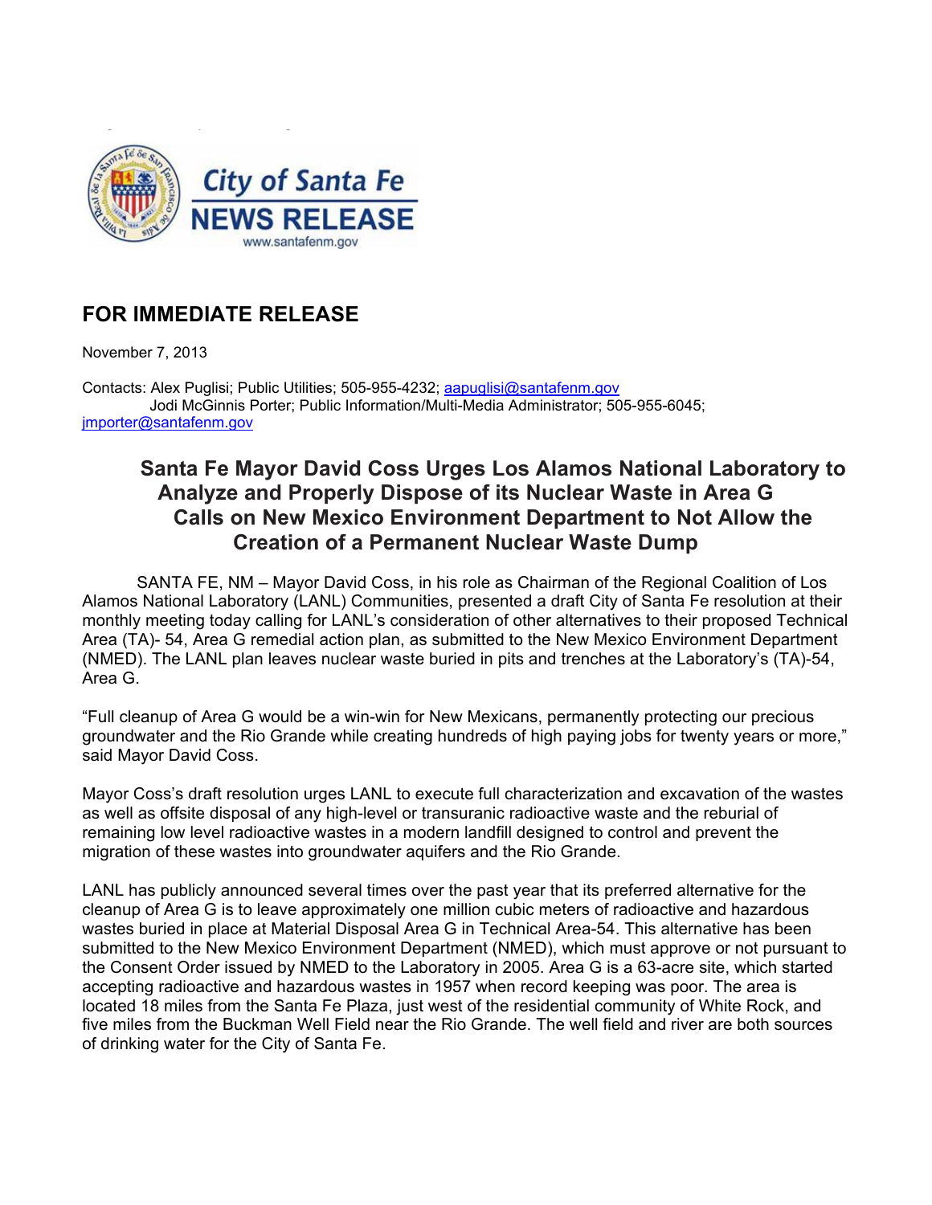City of Santa Fe
NEWS RELEASE
www.santafenm.gov

## FOR IMMEDIATE RELEASE

November 7, 2013

Contacts: Alex Puglisi; Public Utilities; 505-955-4232; aapuglisi@santafenm.gov
Jodi McGinnis Porter; Public Information/Multi-Media Administrator; 505-955-6045; jmporter@santafenm.gov

# Santa Fe Mayor David Coss Urges Los Alamos National Laboratory to Analyze and Properly Dispose of its Nuclear Waste in Area G Calls on New Mexico Environment Department to Not Allow the Creation of a Permanent Nuclear Waste Dump

SANTA FE, NM – Mayor David Coss, in his role as Chairman of the Regional Coalition of Los Alamos National Laboratory (LANL) Communities, presented a draft City of Santa Fe resolution at their monthly meeting today calling for LANL's consideration of other alternatives to their proposed Technical Area (TA)- 54, Area G remedial action plan, as submitted to the New Mexico Environment Department (NMED). The LANL plan leaves nuclear waste buried in pits and trenches at the Laboratory's (TA)-54, Area G.

"Full cleanup of Area G would be a win-win for New Mexicans, permanently protecting our precious groundwater and the Rio Grande while creating hundreds of high paying jobs for twenty years or more," said Mayor David Coss.

Mayor Coss's draft resolution urges LANL to execute full characterization and excavation of the wastes as well as offsite disposal of any high-level or transuranic radioactive waste and the reburial of remaining low level radioactive wastes in a modern landfill designed to control and prevent the migration of these wastes into groundwater aquifers and the Rio Grande.

LANL has publicly announced several times over the past year that its preferred alternative for the cleanup of Area G is to leave approximately one million cubic meters of radioactive and hazardous wastes buried in place at Material Disposal Area G in Technical Area-54. This alternative has been submitted to the New Mexico Environment Department (NMED), which must approve or not pursuant to the Consent Order issued by NMED to the Laboratory in 2005. Area G is a 63-acre site, which started accepting radioactive and hazardous wastes in 1957 when record keeping was poor. The area is located 18 miles from the Santa Fe Plaza, just west of the residential community of White Rock, and five miles from the Buckman Well Field near the Rio Grande. The well field and river are both sources of drinking water for the City of Santa Fe.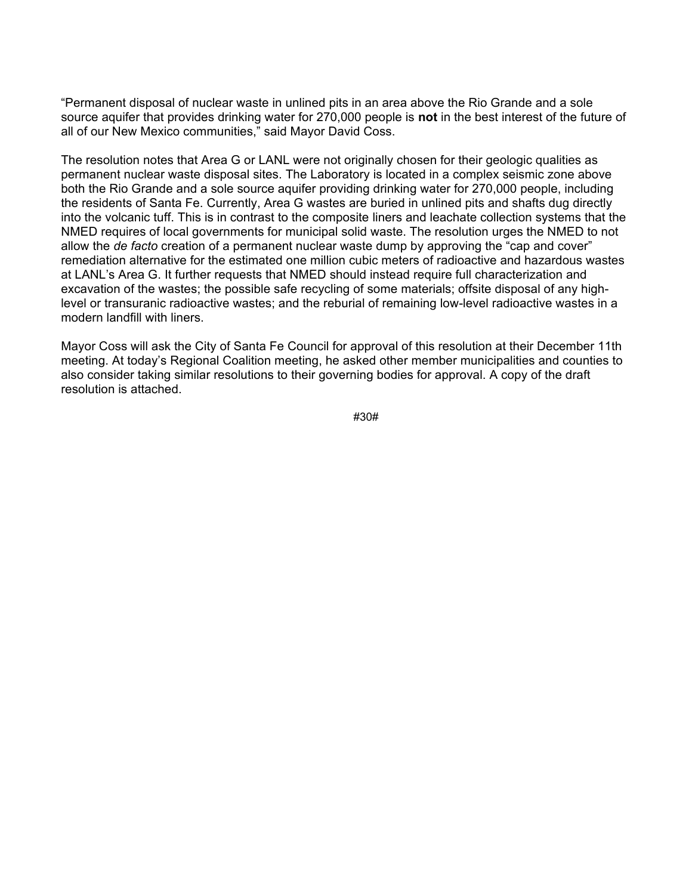"Permanent disposal of nuclear waste in unlined pits in an area above the Rio Grande and a sole source aquifer that provides drinking water for 270,000 people is **not** in the best interest of the future of all of our New Mexico communities," said Mayor David Coss.

The resolution notes that Area G or LANL were not originally chosen for their geologic qualities as permanent nuclear waste disposal sites. The Laboratory is located in a complex seismic zone above both the Rio Grande and a sole source aquifer providing drinking water for 270,000 people, including the residents of Santa Fe. Currently, Area G wastes are buried in unlined pits and shafts dug directly into the volcanic tuff. This is in contrast to the composite liners and leachate collection systems that the NMED requires of local governments for municipal solid waste. The resolution urges the NMED to not allow the *de facto* creation of a permanent nuclear waste dump by approving the "cap and cover" remediation alternative for the estimated one million cubic meters of radioactive and hazardous wastes at LANL's Area G. It further requests that NMED should instead require full characterization and excavation of the wastes; the possible safe recycling of some materials; offsite disposal of any high-level or transuranic radioactive wastes; and the reburial of remaining low-level radioactive wastes in a modern landfill with liners.

Mayor Coss will ask the City of Santa Fe Council for approval of this resolution at their December 11th meeting. At today's Regional Coalition meeting, he asked other member municipalities and counties to also consider taking similar resolutions to their governing bodies for approval. A copy of the draft resolution is attached.

#30#